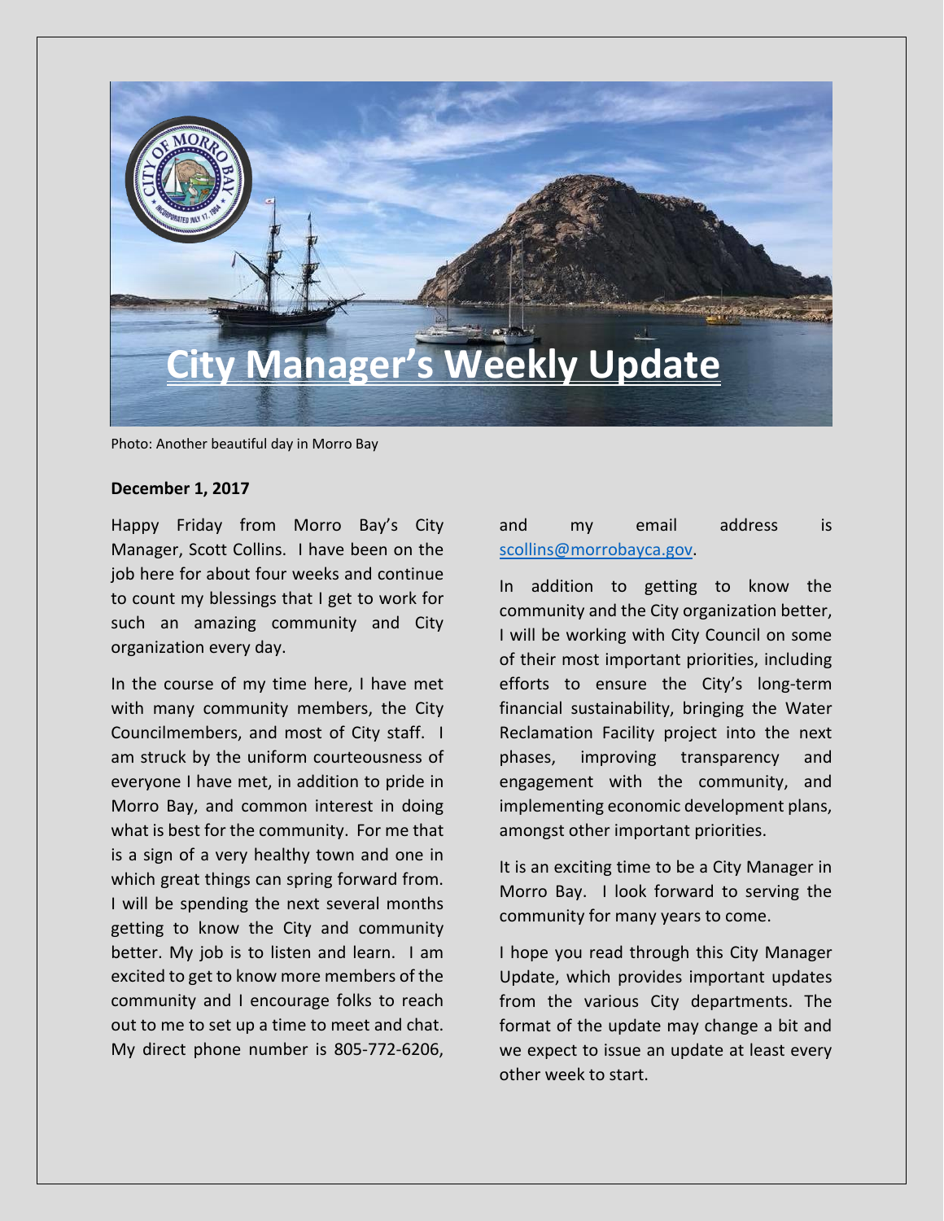# City Manager's Weekly Update

Photo: Another beautiful day in Morro Bay

**December 1, 2017**

Happy Friday from Morro Bay's City Manager, Scott Collins. I have been on the job here for about four weeks and continue to count my blessings that I get to work for such an amazing community and City organization every day.

In the course of my time here, I have met with many community members, the City Councilmembers, and most of City staff. I am struck by the uniform courteousness of everyone I have met, in addition to pride in Morro Bay, and common interest in doing what is best for the community. For me that is a sign of a very healthy town and one in which great things can spring forward from. I will be spending the next several months getting to know the City and community better. My job is to listen and learn. I am excited to get to know more members of the community and I encourage folks to reach out to me to set up a time to meet and chat. My direct phone number is 805-772-6206, and my email address is scollins@morrobayca.gov.

In addition to getting to know the community and the City organization better, I will be working with City Council on some of their most important priorities, including efforts to ensure the City's long-term financial sustainability, bringing the Water Reclamation Facility project into the next phases, improving transparency and engagement with the community, and implementing economic development plans, amongst other important priorities.

It is an exciting time to be a City Manager in Morro Bay. I look forward to serving the community for many years to come.

I hope you read through this City Manager Update, which provides important updates from the various City departments. The format of the update may change a bit and we expect to issue an update at least every other week to start.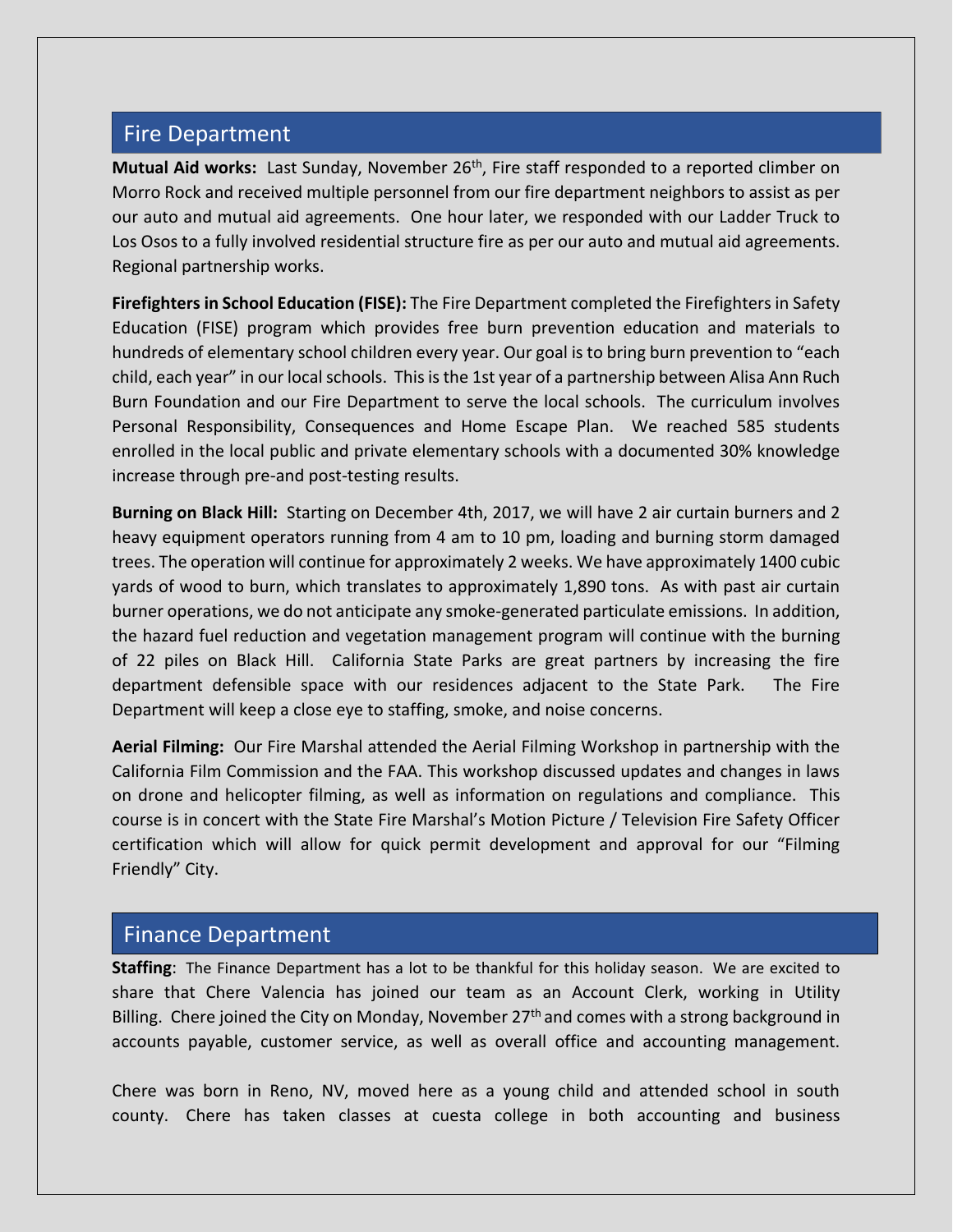## Fire Department

**Mutual Aid works:** Last Sunday, November 26th, Fire staff responded to a reported climber on Morro Rock and received multiple personnel from our fire department neighbors to assist as per our auto and mutual aid agreements. One hour later, we responded with our Ladder Truck to Los Osos to a fully involved residential structure fire as per our auto and mutual aid agreements. Regional partnership works.

**Firefighters in School Education (FISE):** The Fire Department completed the Firefighters in Safety Education (FISE) program which provides free burn prevention education and materials to hundreds of elementary school children every year. Our goal is to bring burn prevention to "each child, each year" in our local schools. This is the 1st year of a partnership between Alisa Ann Ruch Burn Foundation and our Fire Department to serve the local schools. The curriculum involves Personal Responsibility, Consequences and Home Escape Plan. We reached 585 students enrolled in the local public and private elementary schools with a documented 30% knowledge increase through pre-and post-testing results.

**Burning on Black Hill:** Starting on December 4th, 2017, we will have 2 air curtain burners and 2 heavy equipment operators running from 4 am to 10 pm, loading and burning storm damaged trees. The operation will continue for approximately 2 weeks. We have approximately 1400 cubic yards of wood to burn, which translates to approximately 1,890 tons. As with past air curtain burner operations, we do not anticipate any smoke-generated particulate emissions. In addition, the hazard fuel reduction and vegetation management program will continue with the burning of 22 piles on Black Hill. California State Parks are great partners by increasing the fire department defensible space with our residences adjacent to the State Park. The Fire Department will keep a close eye to staffing, smoke, and noise concerns.

**Aerial Filming:** Our Fire Marshal attended the Aerial Filming Workshop in partnership with the California Film Commission and the FAA. This workshop discussed updates and changes in laws on drone and helicopter filming, as well as information on regulations and compliance. This course is in concert with the State Fire Marshal's Motion Picture / Television Fire Safety Officer certification which will allow for quick permit development and approval for our "Filming Friendly" City.

## Finance Department

**Staffing**: The Finance Department has a lot to be thankful for this holiday season. We are excited to share that Chere Valencia has joined our team as an Account Clerk, working in Utility Billing. Chere joined the City on Monday, November 27th and comes with a strong background in accounts payable, customer service, as well as overall office and accounting management.

Chere was born in Reno, NV, moved here as a young child and attended school in south county. Chere has taken classes at cuesta college in both accounting and business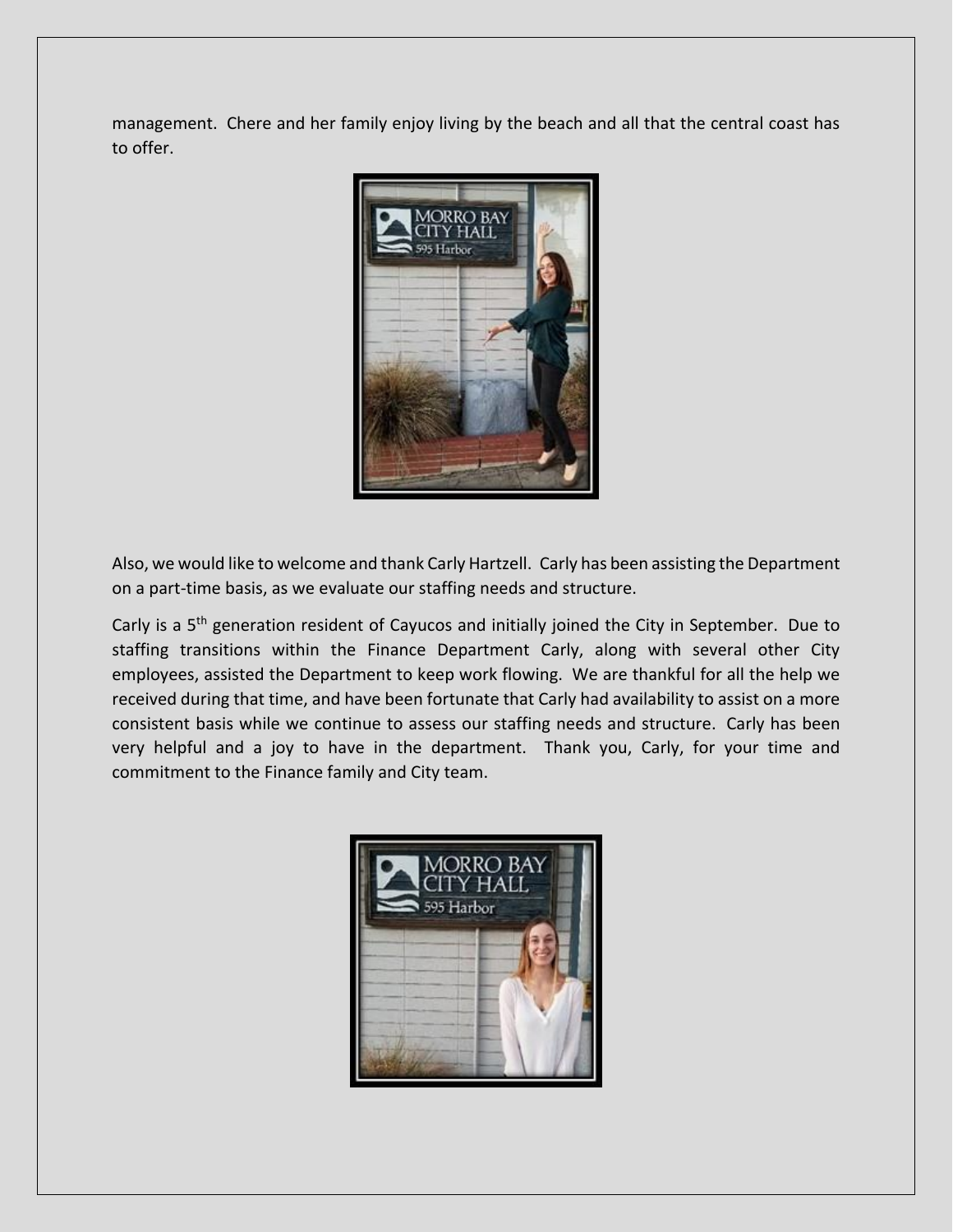management. Chere and her family enjoy living by the beach and all that the central coast has to offer.

Also, we would like to welcome and thank Carly Hartzell. Carly has been assisting the Department on a part-time basis, as we evaluate our staffing needs and structure.

Carly is a 5th generation resident of Cayucos and initially joined the City in September. Due to staffing transitions within the Finance Department Carly, along with several other City employees, assisted the Department to keep work flowing. We are thankful for all the help we received during that time, and have been fortunate that Carly had availability to assist on a more consistent basis while we continue to assess our staffing needs and structure. Carly has been very helpful and a joy to have in the department. Thank you, Carly, for your time and commitment to the Finance family and City team.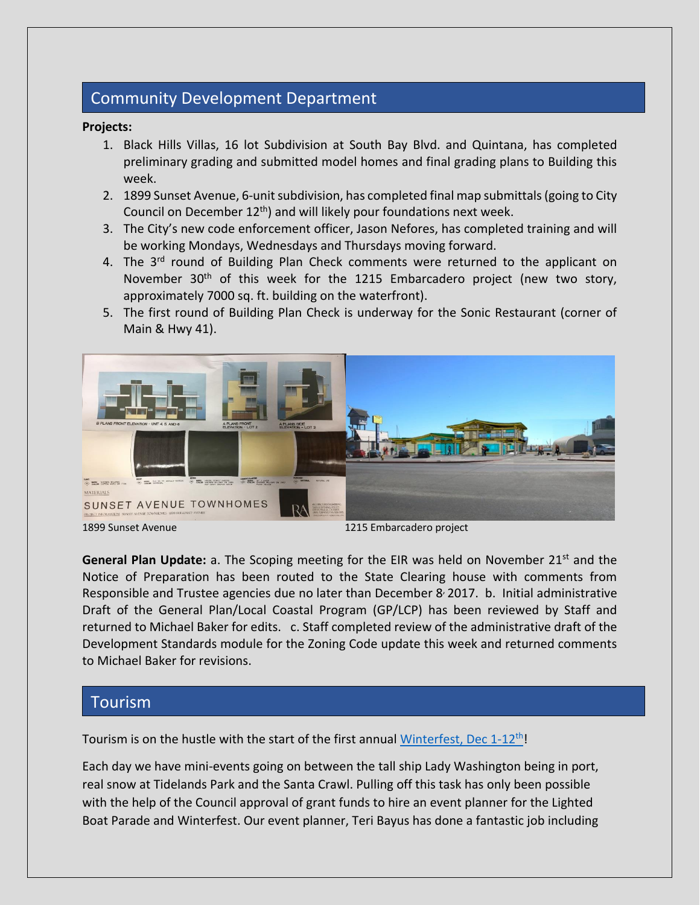## Community Development Department

**Projects:**

1. Black Hills Villas, 16 lot Subdivision at South Bay Blvd. and Quintana, has completed preliminary grading and submitted model homes and final grading plans to Building this week.
2. 1899 Sunset Avenue, 6-unit subdivision, has completed final map submittals (going to City Council on December 12th) and will likely pour foundations next week.
3. The City's new code enforcement officer, Jason Nefores, has completed training and will be working Mondays, Wednesdays and Thursdays moving forward.
4. The 3rd round of Building Plan Check comments were returned to the applicant on November 30th of this week for the 1215 Embarcadero project (new two story, approximately 7000 sq. ft. building on the waterfront).
5. The first round of Building Plan Check is underway for the Sonic Restaurant (corner of Main & Hwy 41).

1899 Sunset Avenue

1215 Embarcadero project

**General Plan Update:** a. The Scoping meeting for the EIR was held on November 21st and the Notice of Preparation has been routed to the State Clearing house with comments from Responsible and Trustee agencies due no later than December 8, 2017. b. Initial administrative Draft of the General Plan/Local Coastal Program (GP/LCP) has been reviewed by Staff and returned to Michael Baker for edits. c. Staff completed review of the administrative draft of the Development Standards module for the Zoning Code update this week and returned comments to Michael Baker for revisions.

## Tourism

Tourism is on the hustle with the start of the first annual Winterfest, Dec 1-12th!

Each day we have mini-events going on between the tall ship Lady Washington being in port, real snow at Tidelands Park and the Santa Crawl. Pulling off this task has only been possible with the help of the Council approval of grant funds to hire an event planner for the Lighted Boat Parade and Winterfest. Our event planner, Teri Bayus has done a fantastic job including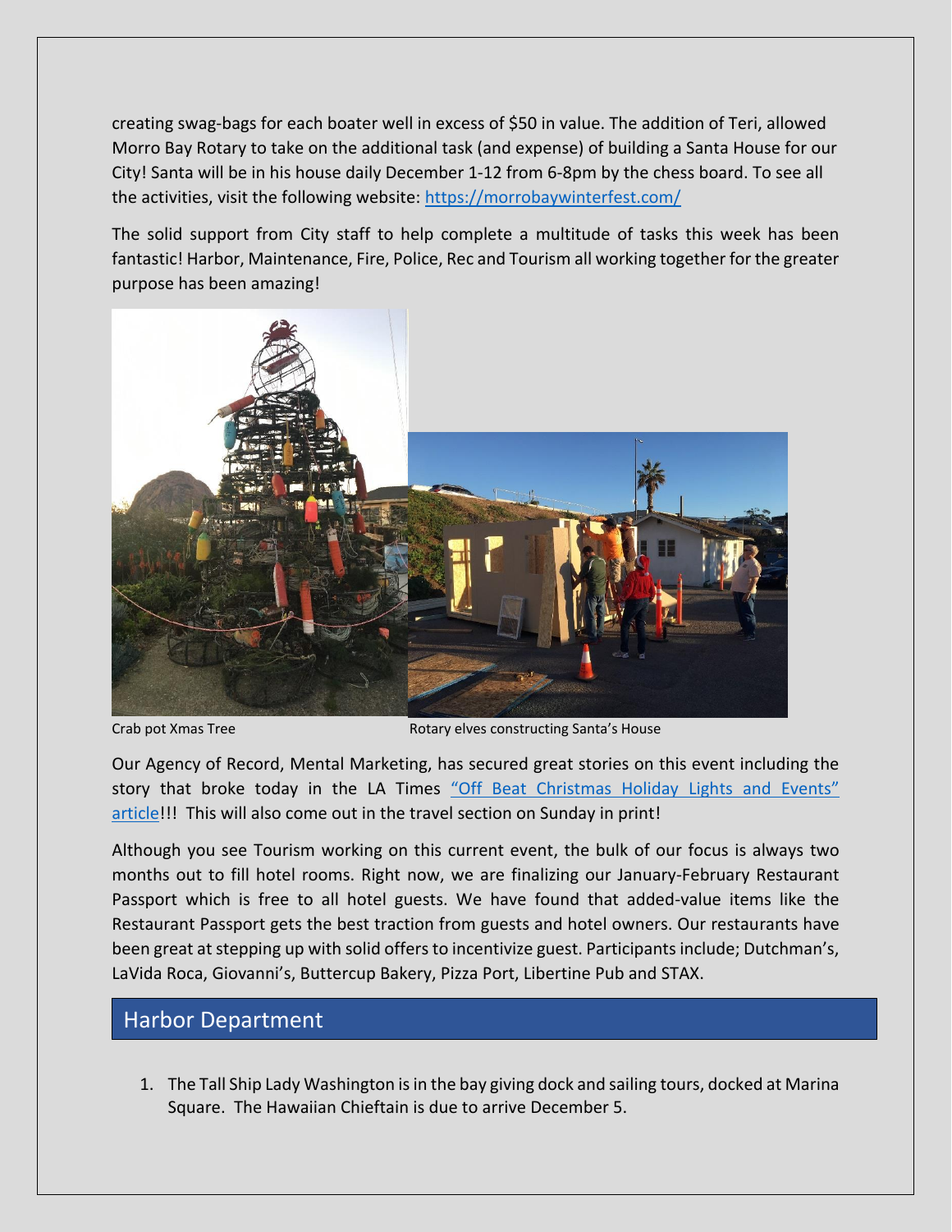creating swag-bags for each boater well in excess of $50 in value. The addition of Teri, allowed Morro Bay Rotary to take on the additional task (and expense) of building a Santa House for our City! Santa will be in his house daily December 1-12 from 6-8pm by the chess board. To see all the activities, visit the following website: [https://morrobaywinterfest.com/](https://morrobaywinterfest.com/)

The solid support from City staff to help complete a multitude of tasks this week has been fantastic! Harbor, Maintenance, Fire, Police, Rec and Tourism all working together for the greater purpose has been amazing!

Crab pot Xmas Tree

Rotary elves constructing Santa's House

Our Agency of Record, Mental Marketing, has secured great stories on this event including the story that broke today in the LA Times "Off Beat Christmas Holiday Lights and Events" article!!! This will also come out in the travel section on Sunday in print!

Although you see Tourism working on this current event, the bulk of our focus is always two months out to fill hotel rooms. Right now, we are finalizing our January-February Restaurant Passport which is free to all hotel guests. We have found that added-value items like the Restaurant Passport gets the best traction from guests and hotel owners. Our restaurants have been great at stepping up with solid offers to incentivize guest. Participants include; Dutchman's, LaVida Roca, Giovanni's, Buttercup Bakery, Pizza Port, Libertine Pub and STAX.

## Harbor Department

1. The Tall Ship Lady Washington is in the bay giving dock and sailing tours, docked at Marina Square. The Hawaiian Chieftain is due to arrive December 5.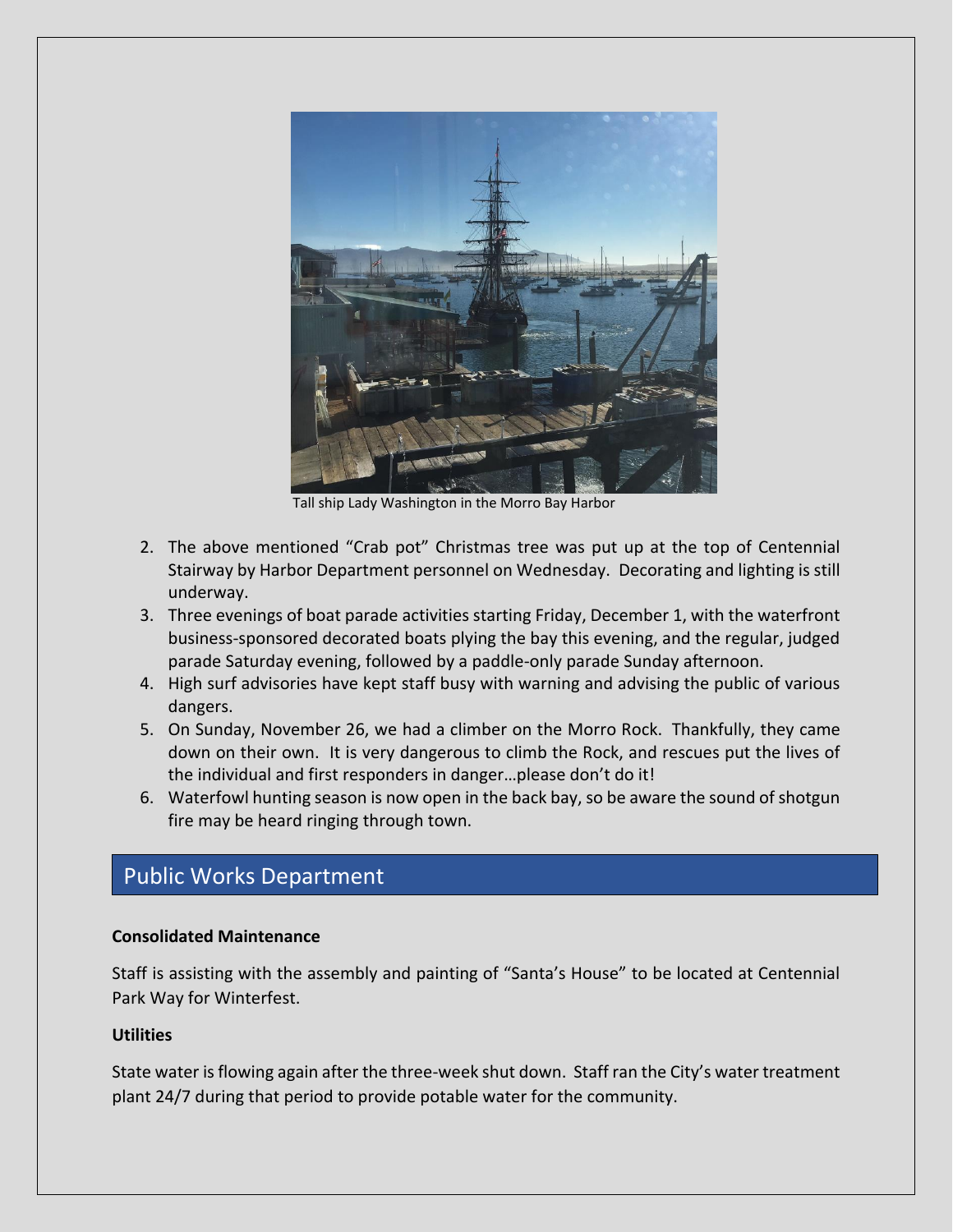Tall ship Lady Washington in the Morro Bay Harbor

2. The above mentioned "Crab pot" Christmas tree was put up at the top of Centennial Stairway by Harbor Department personnel on Wednesday. Decorating and lighting is still underway.
3. Three evenings of boat parade activities starting Friday, December 1, with the waterfront business-sponsored decorated boats plying the bay this evening, and the regular, judged parade Saturday evening, followed by a paddle-only parade Sunday afternoon.
4. High surf advisories have kept staff busy with warning and advising the public of various dangers.
5. On Sunday, November 26, we had a climber on the Morro Rock. Thankfully, they came down on their own. It is very dangerous to climb the Rock, and rescues put the lives of the individual and first responders in danger…please don't do it!
6. Waterfowl hunting season is now open in the back bay, so be aware the sound of shotgun fire may be heard ringing through town.

## Public Works Department

**Consolidated Maintenance**

Staff is assisting with the assembly and painting of "Santa's House" to be located at Centennial Park Way for Winterfest.

**Utilities**

State water is flowing again after the three-week shut down. Staff ran the City's water treatment plant 24/7 during that period to provide potable water for the community.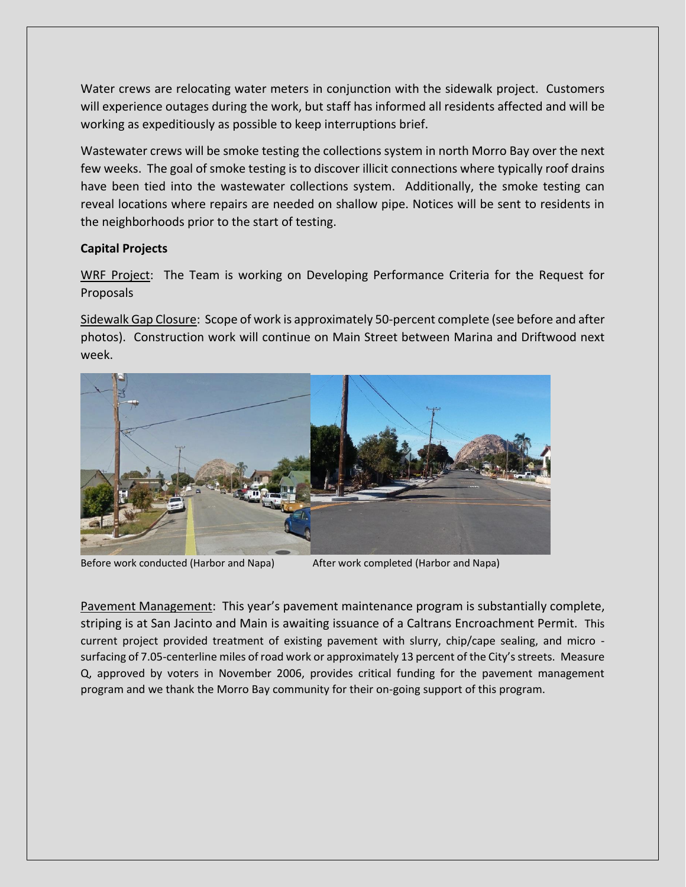Water crews are relocating water meters in conjunction with the sidewalk project. Customers will experience outages during the work, but staff has informed all residents affected and will be working as expeditiously as possible to keep interruptions brief.

Wastewater crews will be smoke testing the collections system in north Morro Bay over the next few weeks. The goal of smoke testing is to discover illicit connections where typically roof drains have been tied into the wastewater collections system. Additionally, the smoke testing can reveal locations where repairs are needed on shallow pipe. Notices will be sent to residents in the neighborhoods prior to the start of testing.

**Capital Projects**

WRF Project: The Team is working on Developing Performance Criteria for the Request for Proposals

Sidewalk Gap Closure: Scope of work is approximately 50-percent complete (see before and after photos). Construction work will continue on Main Street between Marina and Driftwood next week.

Before work conducted (Harbor and Napa)   After work completed (Harbor and Napa)

Pavement Management: This year's pavement maintenance program is substantially complete, striping is at San Jacinto and Main is awaiting issuance of a Caltrans Encroachment Permit. This current project provided treatment of existing pavement with slurry, chip/cape sealing, and micro - surfacing of 7.05-centerline miles of road work or approximately 13 percent of the City's streets. Measure Q, approved by voters in November 2006, provides critical funding for the pavement management program and we thank the Morro Bay community for their on-going support of this program.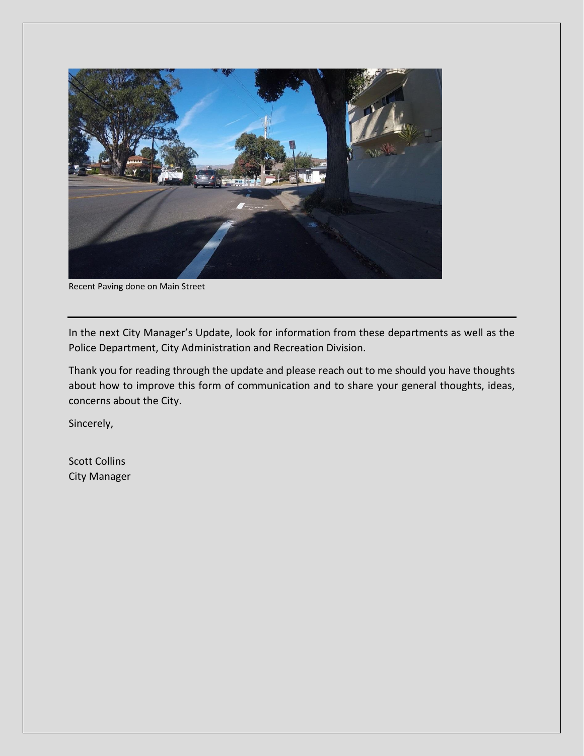Recent Paving done on Main Street

---

In the next City Manager's Update, look for information from these departments as well as the Police Department, City Administration and Recreation Division.

Thank you for reading through the update and please reach out to me should you have thoughts about how to improve this form of communication and to share your general thoughts, ideas, concerns about the City.

Sincerely,

Scott Collins
City Manager